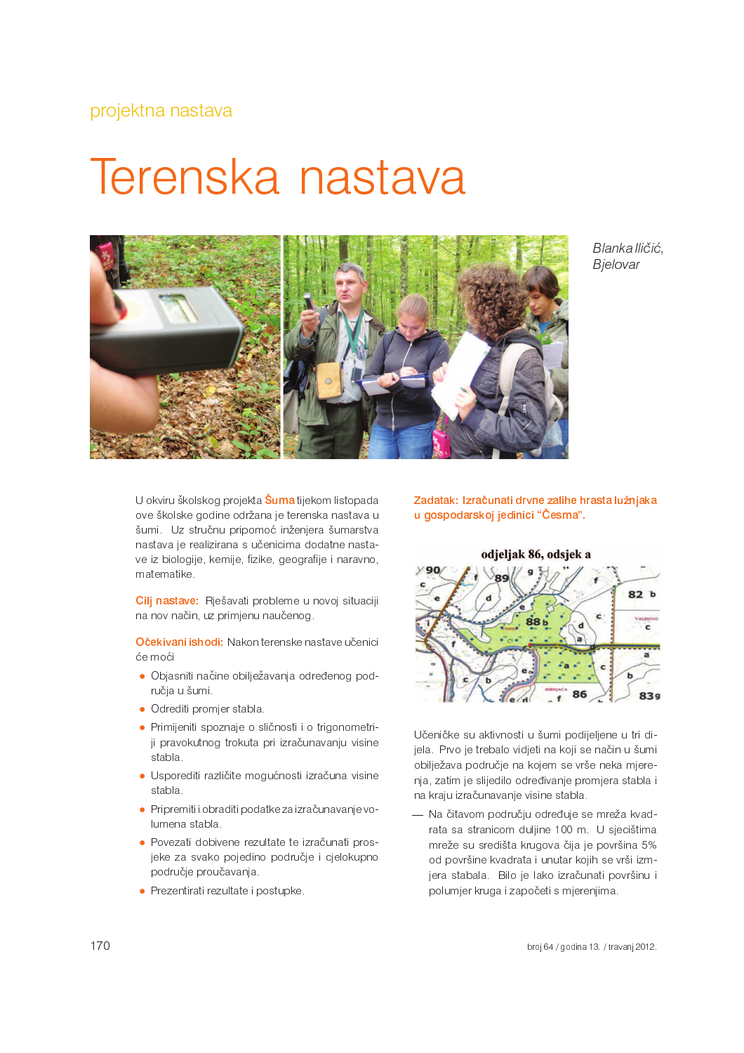projektna nastava

# Terenska nastava

*Blanka Iličić, Bjelovar*

U okviru školskog projekta **Šuma** tijekom listopada ove školske godine održana je terenska nastava u šumi. Uz stručnu pripomoć inženjera šumarstva nastava je realizirana s učenicima dodatne nastave iz biologije, kemije, fizike, geografije i naravno, matematike.

**Cilj nastave:** Rješavati probleme u novoj situaciji na nov način, uz primjenu naučenog.

**Očekivani ishodi:** Nakon terenske nastave učenici će moći

- Objasniti načine obilježavanja određenog područja u šumi.
- Odrediti promjer stabla.
- Primijeniti spoznaje o sličnosti i o trigonometriji pravokutnog trokuta pri izračunavanju visine stabla.
- Usporediti različite mogućnosti izračuna visine stabla.
- Pripremiti i obraditi podatke za izračunavanje volumena stabla.
- Povezati dobivene rezultate te izračunati prosjeke za svako pojedino područje i cjelokupno područje proučavanja.
- Prezentirati rezultate i postupke.

**Zadatak: Izračunati drvne zalihe hrasta lužnjaka u gospodarskoj jedinici "Česma".**

odjeljak 86, odsjek a

Učeničke su aktivnosti u šumi podijeljene u tri dijela. Prvo je trebalo vidjeti na koji se način u šumi obilježava područje na kojem se vrše neka mjerenja, zatim je slijedilo određivanje promjera stabla i na kraju izračunavanje visine stabla.

— Na čitavom području određuje se mreža kvadrata sa stranicom duljine 100 m. U sjecištima mreže su središta krugova čija je površina 5% od površine kvadrata i unutar kojih se vrši izmjera stabala. Bilo je lako izračunati površinu i polumjer kruga i započeti s mjerenjima.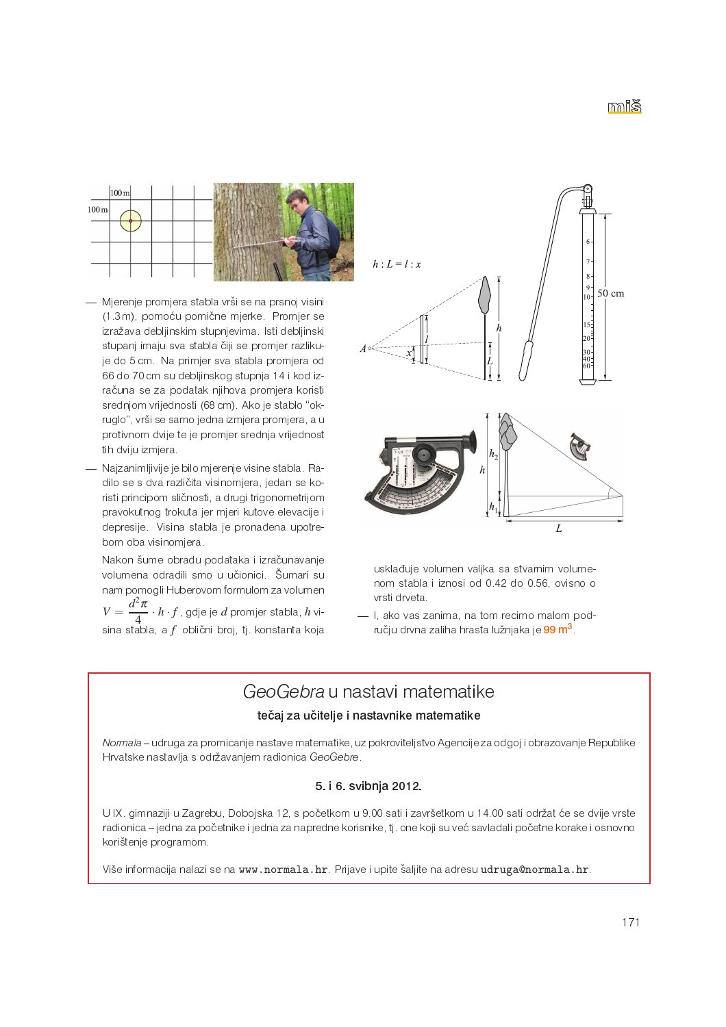— Mjerenje promjera stabla vrši se na prsnoj visini (1.3 m), pomoću pomične mjerke. Promjer se izražava debljinskim stupnjevima. Isti debljinski stupanj imaju sva stabla čiji se promjer razlikuje do 5 cm. Na primjer sva stabla promjera od 66 do 70 cm su debljinskog stupnja 14 i kod izračuna se za podatak njihova promjera koristi srednjom vrijednosti (68 cm). Ako je stablo "okruglo", vrši se samo jedna izmjera promjera, a u protivnom dvije te je promjer srednja vrijednost tih dviju izmjera.

— Najzanimljivije je bilo mjerenje visine stabla. Radilo se s dva različita visinomjera, jedan se koristi principom sličnosti, a drugi trigonometrijom pravokutnog trokuta jer mjeri kutove elevacije i depresije. Visina stabla je pronađena upotrebom oba visinomjera.

Nakon šume obradu podataka i izračunavanje volumena odradili smo u učionici. Šumari su nam pomogli Huberovom formulom za volumen $V = \frac{d^2\pi}{4} \cdot h \cdot f$, gdje je $d$ promjer stabla, $h$ visina stabla, a $f$ oblični broj, tj. konstanta koja usklađuje volumen valjka sa stvarnim volumenom stabla i iznosi od 0.42 do 0.56, ovisno o vrsti drveta.

— I, ako vas zanima, na tom recimo malom području drvna zaliha hrasta lužnjaka je **99 m$^3$**.

## *GeoGebra* u nastavi matematike

### tečaj za učitelje i nastavnike matematike

*Normala* – udruga za promicanje nastave matematike, uz pokroviteljstvo Agencije za odgoj i obrazovanje Republike Hrvatske nastavlja s održavanjem radionica *GeoGebre*.

**5. i 6. svibnja 2012.**

U IX. gimnaziji u Zagrebu, Dobojska 12, s početkom u 9.00 sati i završetkom u 14.00 sati održat će se dvije vrste radionica – jedna za početnike i jedna za napredne korisnike, tj. one koji su već savladali početne korake i osnovno korištenje programom.

Više informacija nalazi se na `www.normala.hr`. Prijave i upite šaljite na adresu `udruga@normala.hr`.